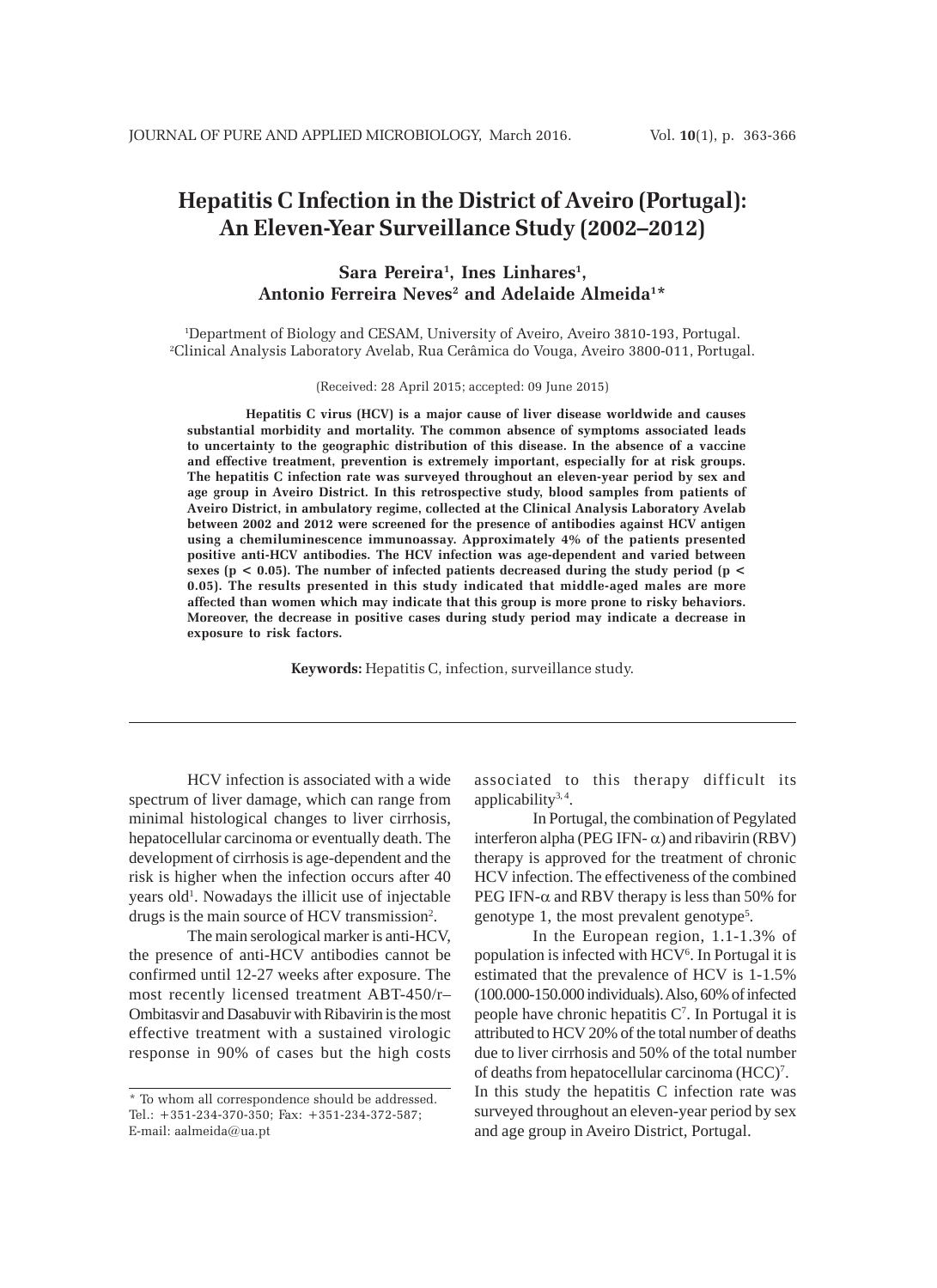# Hepatitis C Infection in the District of Aveiro (Portugal): An Eleven-Year Surveillance Study (2002–2012)

**Sara Pereira[1], Ines Linhares[1], Antonio Ferreira Neves[2] and Adelaide Almeida[1]***

[1]Department of Biology and CESAM, University of Aveiro, Aveiro 3810-193, Portugal.
[2]Clinical Analysis Laboratory Avelab, Rua Cerâmica do Vouga, Aveiro 3800-011, Portugal.

(Received: 28 April 2015; accepted: 09 June 2015)

**Hepatitis C virus (HCV) is a major cause of liver disease worldwide and causes substantial morbidity and mortality. The common absence of symptoms associated leads to uncertainty to the geographic distribution of this disease. In the absence of a vaccine and effective treatment, prevention is extremely important, especially for at risk groups. The hepatitis C infection rate was surveyed throughout an eleven-year period by sex and age group in Aveiro District. In this retrospective study, blood samples from patients of Aveiro District, in ambulatory regime, collected at the Clinical Analysis Laboratory Avelab between 2002 and 2012 were screened for the presence of antibodies against HCV antigen using a chemiluminescence immunoassay. Approximately 4% of the patients presented positive anti-HCV antibodies. The HCV infection was age-dependent and varied between sexes ($p < 0.05$). The number of infected patients decreased during the study period ($p < 0.05$). The results presented in this study indicated that middle-aged males are more affected than women which may indicate that this group is more prone to risky behaviors. Moreover, the decrease in positive cases during study period may indicate a decrease in exposure to risk factors.**

**Keywords:** Hepatitis C, infection, surveillance study.

---

HCV infection is associated with a wide spectrum of liver damage, which can range from minimal histological changes to liver cirrhosis, hepatocellular carcinoma or eventually death. The development of cirrhosis is age-dependent and the risk is higher when the infection occurs after 40 years old[1]. Nowadays the illicit use of injectable drugs is the main source of HCV transmission[2].

The main serological marker is anti-HCV, the presence of anti-HCV antibodies cannot be confirmed until 12-27 weeks after exposure. The most recently licensed treatment ABT-450/r–Ombitasvir and Dasabuvir with Ribavirin is the most effective treatment with a sustained virologic response in 90% of cases but the high costs associated to this therapy difficult its applicability[3,4].

In Portugal, the combination of Pegylated interferon alpha (PEG IFN- $\alpha$) and ribavirin (RBV) therapy is approved for the treatment of chronic HCV infection. The effectiveness of the combined PEG IFN-$\alpha$ and RBV therapy is less than 50% for genotype 1, the most prevalent genotype[5].

In the European region, 1.1-1.3% of population is infected with HCV[6]. In Portugal it is estimated that the prevalence of HCV is 1-1.5% (100.000-150.000 individuals). Also, 60% of infected people have chronic hepatitis C[7]. In Portugal it is attributed to HCV 20% of the total number of deaths due to liver cirrhosis and 50% of the total number of deaths from hepatocellular carcinoma (HCC)[7]. In this study the hepatitis C infection rate was surveyed throughout an eleven-year period by sex and age group in Aveiro District, Portugal.

\* To whom all correspondence should be addressed.
Tel.: +351-234-370-350; Fax: +351-234-372-587;
E-mail: aalmeida@ua.pt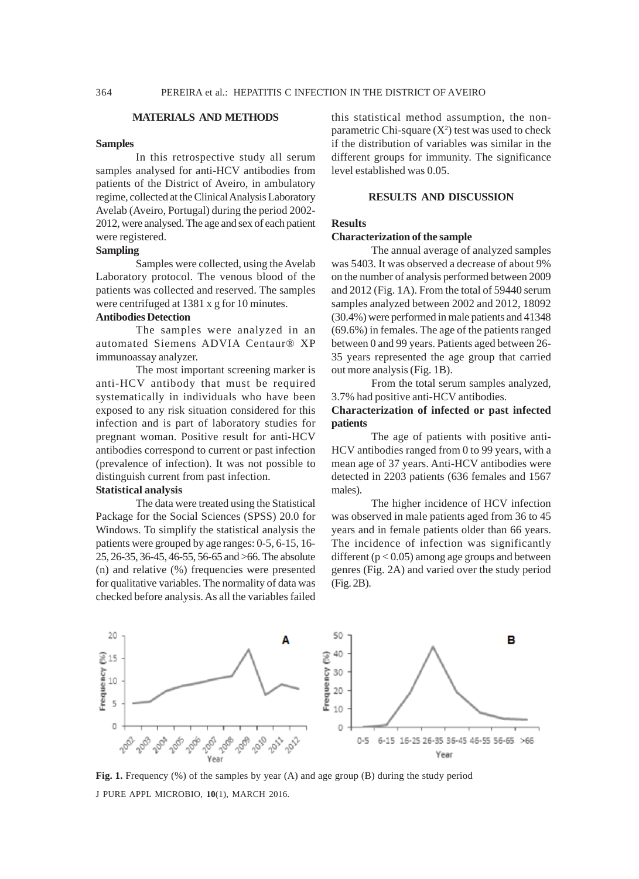## MATERIALS AND METHODS

### Samples

In this retrospective study all serum samples analysed for anti-HCV antibodies from patients of the District of Aveiro, in ambulatory regime, collected at the Clinical Analysis Laboratory Avelab (Aveiro, Portugal) during the period 2002-2012, were analysed. The age and sex of each patient were registered.

### Sampling

Samples were collected, using the Avelab Laboratory protocol. The venous blood of the patients was collected and reserved. The samples were centrifuged at 1381 x g for 10 minutes.

### Antibodies Detection

The samples were analyzed in an automated Siemens ADVIA Centaur® XP immunoassay analyzer.

The most important screening marker is anti-HCV antibody that must be required systematically in individuals who have been exposed to any risk situation considered for this infection and is part of laboratory studies for pregnant woman. Positive result for anti-HCV antibodies correspond to current or past infection (prevalence of infection). It was not possible to distinguish current from past infection.

### Statistical analysis

The data were treated using the Statistical Package for the Social Sciences (SPSS) 20.0 for Windows. To simplify the statistical analysis the patients were grouped by age ranges: 0-5, 6-15, 16-25, 26-35, 36-45, 46-55, 56-65 and >66. The absolute (n) and relative (%) frequencies were presented for qualitative variables. The normality of data was checked before analysis. As all the variables failed this statistical method assumption, the non-parametric Chi-square ($X^2$) test was used to check if the distribution of variables was similar in the different groups for immunity. The significance level established was 0.05.

## RESULTS AND DISCUSSION

### Results

### Characterization of the sample

The annual average of analyzed samples was 5403. It was observed a decrease of about 9% on the number of analysis performed between 2009 and 2012 (Fig. 1A). From the total of 59440 serum samples analyzed between 2002 and 2012, 18092 (30.4%) were performed in male patients and 41348 (69.6%) in females. The age of the patients ranged between 0 and 99 years. Patients aged between 26-35 years represented the age group that carried out more analysis (Fig. 1B).

From the total serum samples analyzed, 3.7% had positive anti-HCV antibodies.

### Characterization of infected or past infected patients

The age of patients with positive anti-HCV antibodies ranged from 0 to 99 years, with a mean age of 37 years. Anti-HCV antibodies were detected in 2203 patients (636 females and 1567 males).

The higher incidence of HCV infection was observed in male patients aged from 36 to 45 years and in female patients older than 66 years. The incidence of infection was significantly different ($p < 0.05$) among age groups and between genres (Fig. 2A) and varied over the study period (Fig. 2B).

**Fig. 1.** Frequency (%) of the samples by year (A) and age group (B) during the study period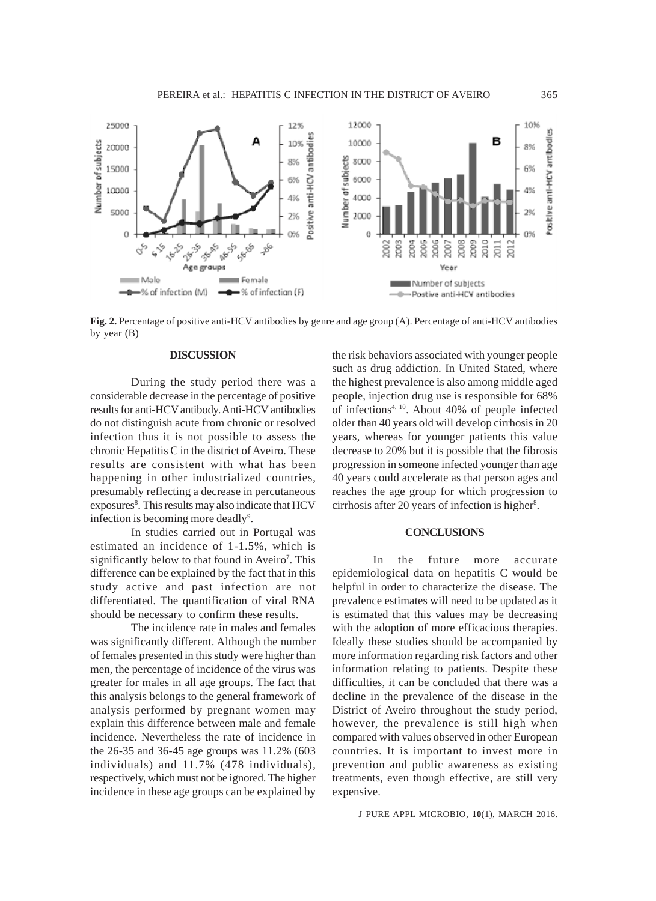**Fig. 2.** Percentage of positive anti-HCV antibodies by genre and age group (A). Percentage of anti-HCV antibodies by year (B)

## DISCUSSION

During the study period there was a considerable decrease in the percentage of positive results for anti-HCV antibody. Anti-HCV antibodies do not distinguish acute from chronic or resolved infection thus it is not possible to assess the chronic Hepatitis C in the district of Aveiro. These results are consistent with what has been happening in other industrialized countries, presumably reflecting a decrease in percutaneous exposures[8]. This results may also indicate that HCV infection is becoming more deadly[9].

In studies carried out in Portugal was estimated an incidence of 1-1.5%, which is significantly below to that found in Aveiro[7]. This difference can be explained by the fact that in this study active and past infection are not differentiated. The quantification of viral RNA should be necessary to confirm these results.

The incidence rate in males and females was significantly different. Although the number of females presented in this study were higher than men, the percentage of incidence of the virus was greater for males in all age groups. The fact that this analysis belongs to the general framework of analysis performed by pregnant women may explain this difference between male and female incidence. Nevertheless the rate of incidence in the 26-35 and 36-45 age groups was 11.2% (603 individuals) and 11.7% (478 individuals), respectively, which must not be ignored. The higher incidence in these age groups can be explained by the risk behaviors associated with younger people such as drug addiction. In United Stated, where the highest prevalence is also among middle aged people, injection drug use is responsible for 68% of infections[4, 10]. About 40% of people infected older than 40 years old will develop cirrhosis in 20 years, whereas for younger patients this value decrease to 20% but it is possible that the fibrosis progression in someone infected younger than age 40 years could accelerate as that person ages and reaches the age group for which progression to cirrhosis after 20 years of infection is higher[8].

## CONCLUSIONS

In the future more accurate epidemiological data on hepatitis C would be helpful in order to characterize the disease. The prevalence estimates will need to be updated as it is estimated that this values may be decreasing with the adoption of more efficacious therapies. Ideally these studies should be accompanied by more information regarding risk factors and other information relating to patients. Despite these difficulties, it can be concluded that there was a decline in the prevalence of the disease in the District of Aveiro throughout the study period, however, the prevalence is still high when compared with values observed in other European countries. It is important to invest more in prevention and public awareness as existing treatments, even though effective, are still very expensive.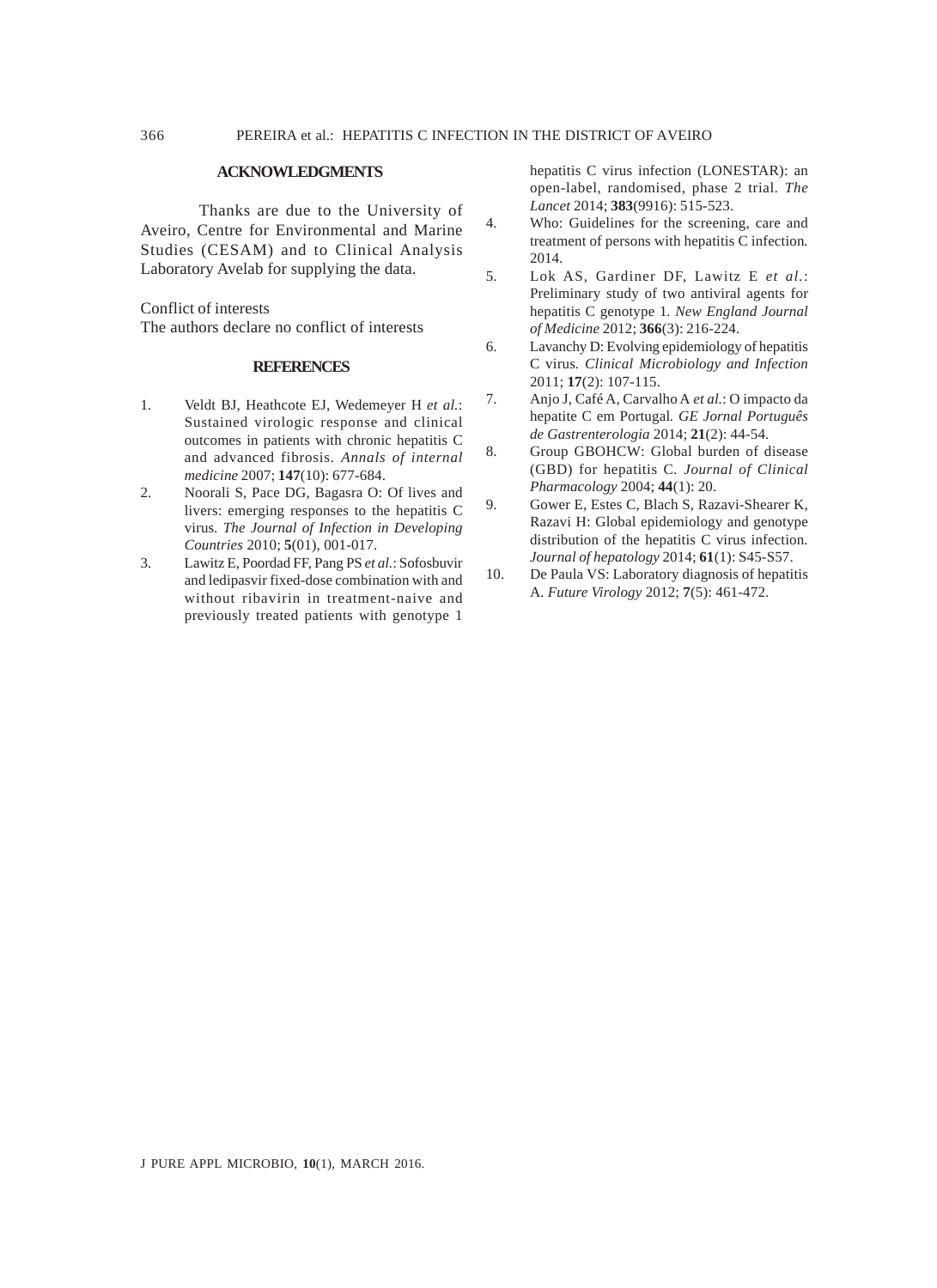## ACKNOWLEDGMENTS

Thanks are due to the University of Aveiro, Centre for Environmental and Marine Studies (CESAM) and to Clinical Analysis Laboratory Avelab for supplying the data.

Conflict of interests
The authors declare no conflict of interests

## REFERENCES

1. Veldt BJ, Heathcote EJ, Wedemeyer H *et al.*: Sustained virologic response and clinical outcomes in patients with chronic hepatitis C and advanced fibrosis. *Annals of internal medicine* 2007; **147**(10): 677-684.
2. Noorali S, Pace DG, Bagasra O: Of lives and livers: emerging responses to the hepatitis C virus. *The Journal of Infection in Developing Countries* 2010; **5**(01), 001-017.
3. Lawitz E, Poordad FF, Pang PS *et al.*: Sofosbuvir and ledipasvir fixed-dose combination with and without ribavirin in treatment-naive and previously treated patients with genotype 1 hepatitis C virus infection (LONESTAR): an open-label, randomised, phase 2 trial. *The Lancet* 2014; **383**(9916): 515-523.
4. Who: Guidelines for the screening, care and treatment of persons with hepatitis C infection. 2014.
5. Lok AS, Gardiner DF, Lawitz E *et al.*: Preliminary study of two antiviral agents for hepatitis C genotype 1. *New England Journal of Medicine* 2012; **366**(3): 216-224.
6. Lavanchy D: Evolving epidemiology of hepatitis C virus. *Clinical Microbiology and Infection* 2011; **17**(2): 107-115.
7. Anjo J, Café A, Carvalho A *et al.*: O impacto da hepatite C em Portugal. *GE Jornal Português de Gastrenterologia* 2014; **21**(2): 44-54.
8. Group GBOHCW: Global burden of disease (GBD) for hepatitis C. *Journal of Clinical Pharmacology* 2004; **44**(1): 20.
9. Gower E, Estes C, Blach S, Razavi-Shearer K, Razavi H: Global epidemiology and genotype distribution of the hepatitis C virus infection. *Journal of hepatology* 2014; **61**(1): S45-S57.
10. De Paula VS: Laboratory diagnosis of hepatitis A. *Future Virology* 2012; **7**(5): 461-472.